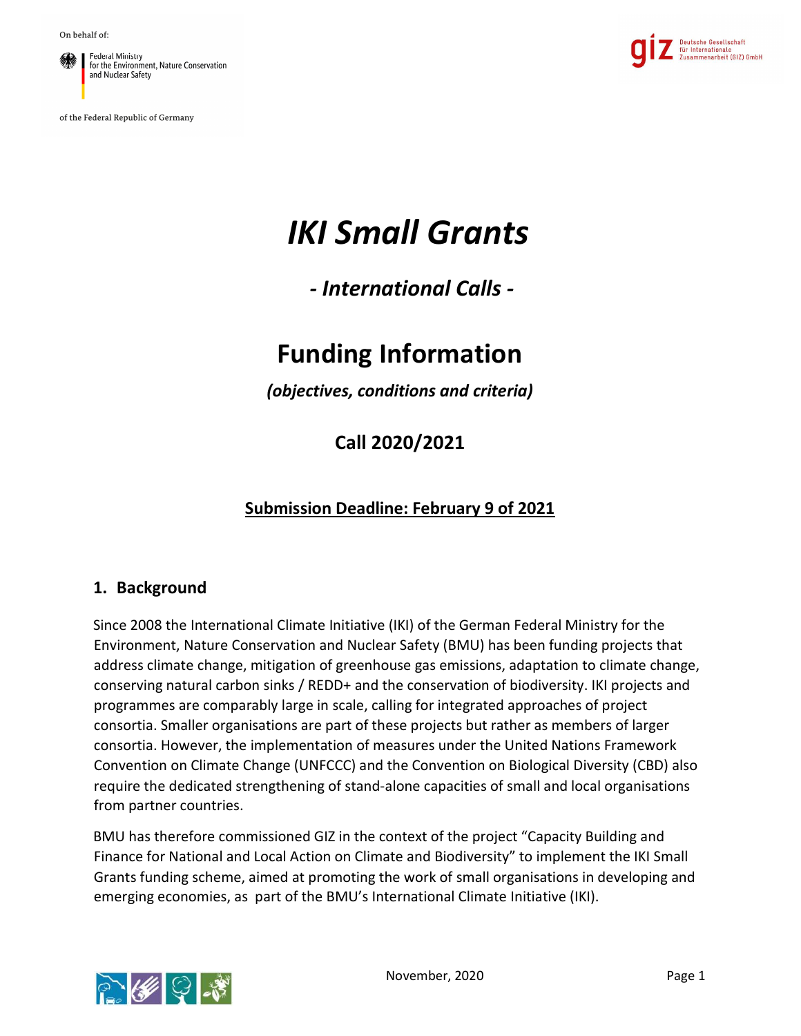On behalf of:

Federal Ministry for the Environment, Nature Conservation and Nuclear Safety

of the Federal Republic of Germany

Deutsche Gesellschaft für Internationale Zusammenarbeit (GIZ) GmbH

# *IKI Small Grants*

## *- International Calls -*

# Funding Information

***(objectives, conditions and criteria)***

## Call 2020/2021

**<u>Submission Deadline: February 9 of 2021</u>**

## 1. Background

Since 2008 the International Climate Initiative (IKI) of the German Federal Ministry for the Environment, Nature Conservation and Nuclear Safety (BMU) has been funding projects that address climate change, mitigation of greenhouse gas emissions, adaptation to climate change, conserving natural carbon sinks / REDD+ and the conservation of biodiversity. IKI projects and programmes are comparably large in scale, calling for integrated approaches of project consortia. Smaller organisations are part of these projects but rather as members of larger consortia. However, the implementation of measures under the United Nations Framework Convention on Climate Change (UNFCCC) and the Convention on Biological Diversity (CBD) also require the dedicated strengthening of stand-alone capacities of small and local organisations from partner countries.

BMU has therefore commissioned GIZ in the context of the project "Capacity Building and Finance for National and Local Action on Climate and Biodiversity" to implement the IKI Small Grants funding scheme, aimed at promoting the work of small organisations in developing and emerging economies, as part of the BMU's International Climate Initiative (IKI).

November, 2020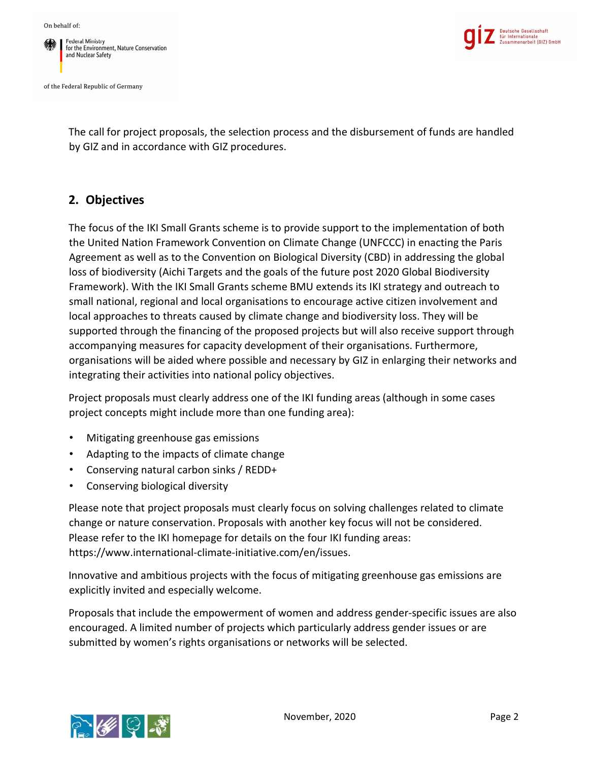The call for project proposals, the selection process and the disbursement of funds are handled by GIZ and in accordance with GIZ procedures.

## 2. Objectives

The focus of the IKI Small Grants scheme is to provide support to the implementation of both the United Nation Framework Convention on Climate Change (UNFCCC) in enacting the Paris Agreement as well as to the Convention on Biological Diversity (CBD) in addressing the global loss of biodiversity (Aichi Targets and the goals of the future post 2020 Global Biodiversity Framework). With the IKI Small Grants scheme BMU extends its IKI strategy and outreach to small national, regional and local organisations to encourage active citizen involvement and local approaches to threats caused by climate change and biodiversity loss. They will be supported through the financing of the proposed projects but will also receive support through accompanying measures for capacity development of their organisations. Furthermore, organisations will be aided where possible and necessary by GIZ in enlarging their networks and integrating their activities into national policy objectives.

Project proposals must clearly address one of the IKI funding areas (although in some cases project concepts might include more than one funding area):

- Mitigating greenhouse gas emissions
- Adapting to the impacts of climate change
- Conserving natural carbon sinks / REDD+
- Conserving biological diversity

Please note that project proposals must clearly focus on solving challenges related to climate change or nature conservation. Proposals with another key focus will not be considered. Please refer to the IKI homepage for details on the four IKI funding areas: https://www.international-climate-initiative.com/en/issues.

Innovative and ambitious projects with the focus of mitigating greenhouse gas emissions are explicitly invited and especially welcome.

Proposals that include the empowerment of women and address gender-specific issues are also encouraged. A limited number of projects which particularly address gender issues or are submitted by women's rights organisations or networks will be selected.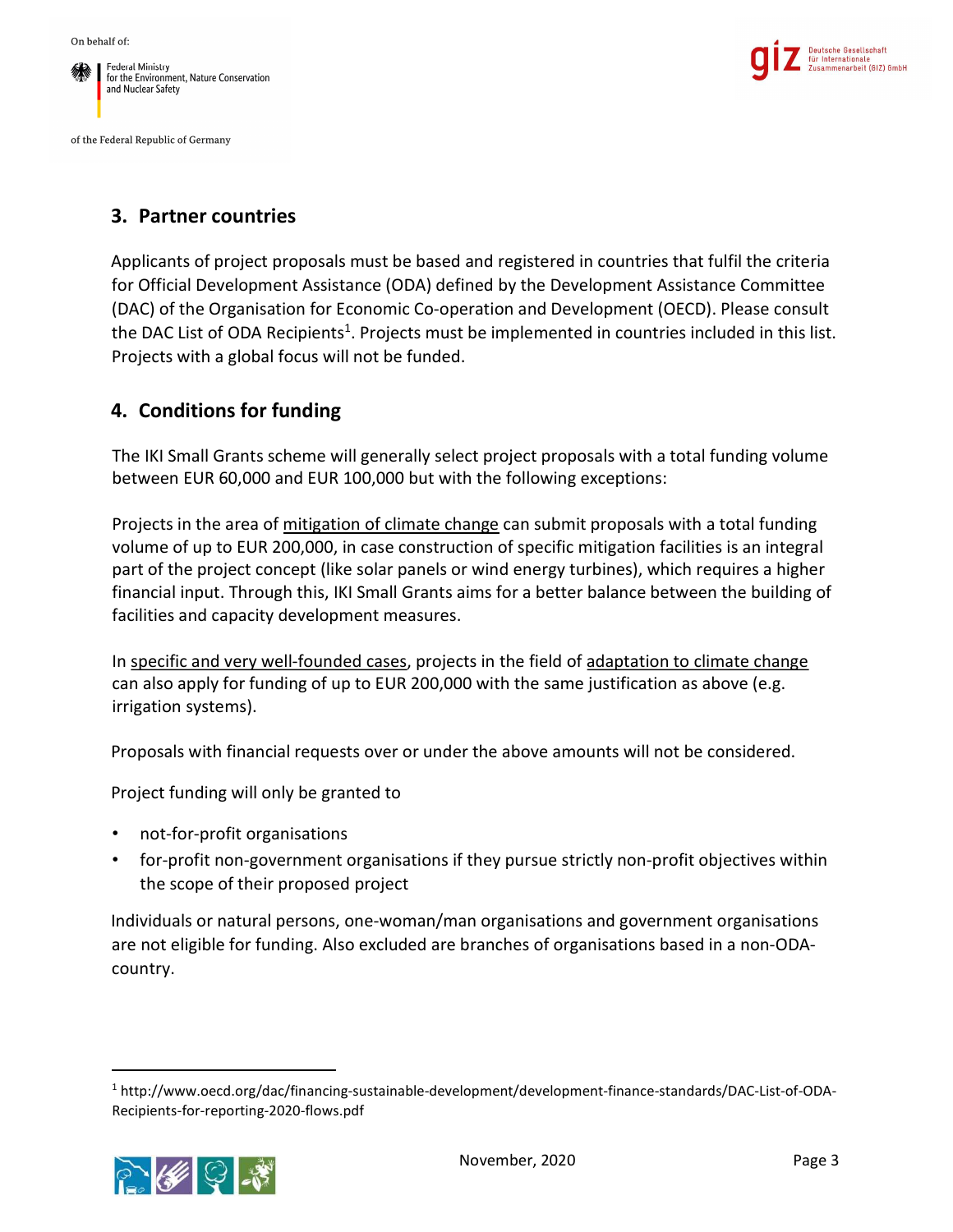## 3. Partner countries

Applicants of project proposals must be based and registered in countries that fulfil the criteria for Official Development Assistance (ODA) defined by the Development Assistance Committee (DAC) of the Organisation for Economic Co-operation and Development (OECD). Please consult the DAC List of ODA Recipients[1]. Projects must be implemented in countries included in this list. Projects with a global focus will not be funded.

## 4. Conditions for funding

The IKI Small Grants scheme will generally select project proposals with a total funding volume between EUR 60,000 and EUR 100,000 but with the following exceptions:

Projects in the area of mitigation of climate change can submit proposals with a total funding volume of up to EUR 200,000, in case construction of specific mitigation facilities is an integral part of the project concept (like solar panels or wind energy turbines), which requires a higher financial input. Through this, IKI Small Grants aims for a better balance between the building of facilities and capacity development measures.

In specific and very well-founded cases, projects in the field of adaptation to climate change can also apply for funding of up to EUR 200,000 with the same justification as above (e.g. irrigation systems).

Proposals with financial requests over or under the above amounts will not be considered.

Project funding will only be granted to

- not-for-profit organisations
- for-profit non-government organisations if they pursue strictly non-profit objectives within the scope of their proposed project

Individuals or natural persons, one-woman/man organisations and government organisations are not eligible for funding. Also excluded are branches of organisations based in a non-ODA-country.

[1] http://www.oecd.org/dac/financing-sustainable-development/development-finance-standards/DAC-List-of-ODA-Recipients-for-reporting-2020-flows.pdf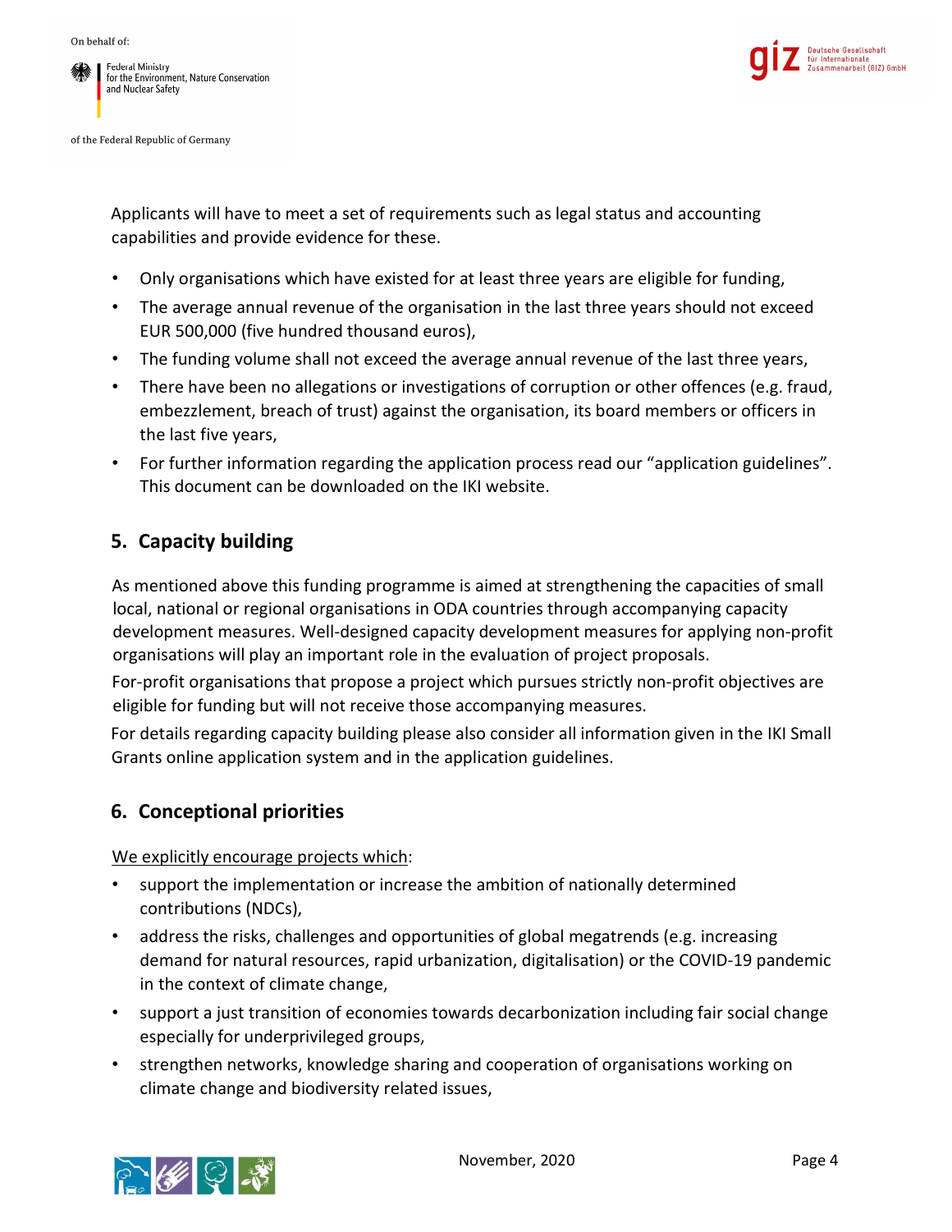Applicants will have to meet a set of requirements such as legal status and accounting capabilities and provide evidence for these.

- Only organisations which have existed for at least three years are eligible for funding,
- The average annual revenue of the organisation in the last three years should not exceed EUR 500,000 (five hundred thousand euros),
- The funding volume shall not exceed the average annual revenue of the last three years,
- There have been no allegations or investigations of corruption or other offences (e.g. fraud, embezzlement, breach of trust) against the organisation, its board members or officers in the last five years,
- For further information regarding the application process read our "application guidelines". This document can be downloaded on the IKI website.

## 5. Capacity building

As mentioned above this funding programme is aimed at strengthening the capacities of small local, national or regional organisations in ODA countries through accompanying capacity development measures. Well-designed capacity development measures for applying non-profit organisations will play an important role in the evaluation of project proposals.

For-profit organisations that propose a project which pursues strictly non-profit objectives are eligible for funding but will not receive those accompanying measures.

For details regarding capacity building please also consider all information given in the IKI Small Grants online application system and in the application guidelines.

## 6. Conceptional priorities

We explicitly encourage projects which:

- support the implementation or increase the ambition of nationally determined contributions (NDCs),
- address the risks, challenges and opportunities of global megatrends (e.g. increasing demand for natural resources, rapid urbanization, digitalisation) or the COVID-19 pandemic in the context of climate change,
- support a just transition of economies towards decarbonization including fair social change especially for underprivileged groups,
- strengthen networks, knowledge sharing and cooperation of organisations working on climate change and biodiversity related issues,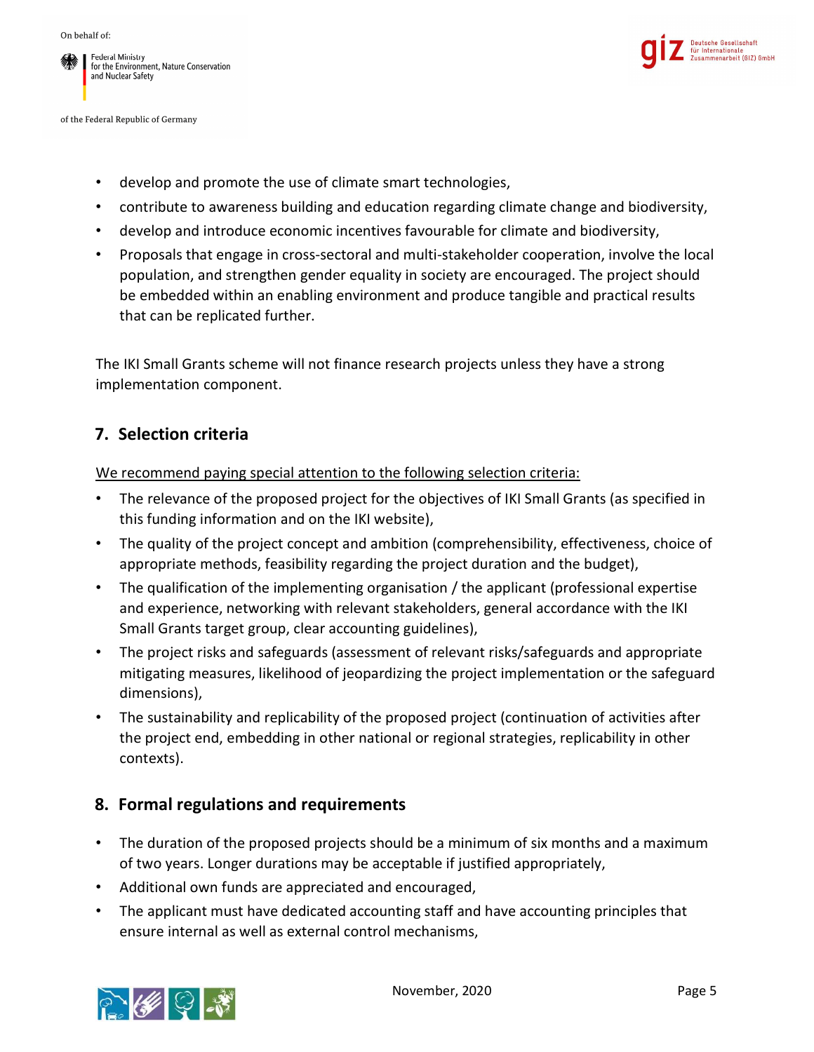- develop and promote the use of climate smart technologies,
- contribute to awareness building and education regarding climate change and biodiversity,
- develop and introduce economic incentives favourable for climate and biodiversity,
- Proposals that engage in cross-sectoral and multi-stakeholder cooperation, involve the local population, and strengthen gender equality in society are encouraged. The project should be embedded within an enabling environment and produce tangible and practical results that can be replicated further.

The IKI Small Grants scheme will not finance research projects unless they have a strong implementation component.

## 7. Selection criteria

<u>We recommend paying special attention to the following selection criteria:</u>

- The relevance of the proposed project for the objectives of IKI Small Grants (as specified in this funding information and on the IKI website),
- The quality of the project concept and ambition (comprehensibility, effectiveness, choice of appropriate methods, feasibility regarding the project duration and the budget),
- The qualification of the implementing organisation / the applicant (professional expertise and experience, networking with relevant stakeholders, general accordance with the IKI Small Grants target group, clear accounting guidelines),
- The project risks and safeguards (assessment of relevant risks/safeguards and appropriate mitigating measures, likelihood of jeopardizing the project implementation or the safeguard dimensions),
- The sustainability and replicability of the proposed project (continuation of activities after the project end, embedding in other national or regional strategies, replicability in other contexts).

## 8. Formal regulations and requirements

- The duration of the proposed projects should be a minimum of six months and a maximum of two years. Longer durations may be acceptable if justified appropriately,
- Additional own funds are appreciated and encouraged,
- The applicant must have dedicated accounting staff and have accounting principles that ensure internal as well as external control mechanisms,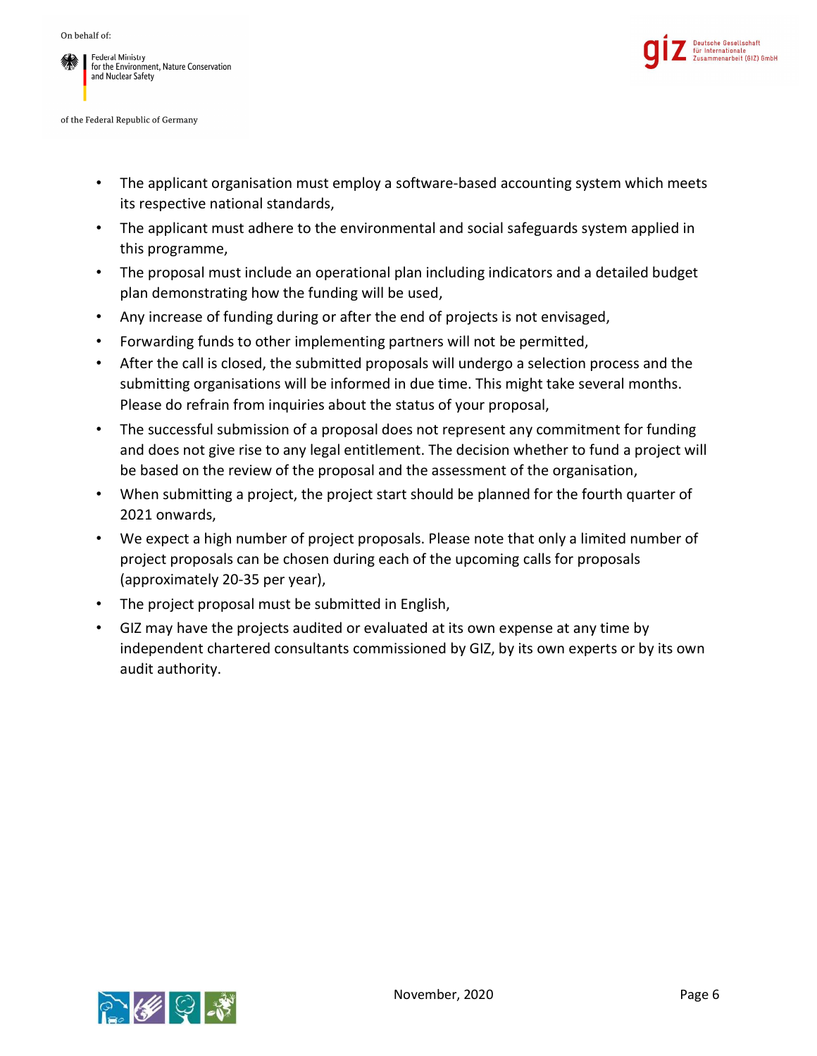- The applicant organisation must employ a software-based accounting system which meets its respective national standards,
- The applicant must adhere to the environmental and social safeguards system applied in this programme,
- The proposal must include an operational plan including indicators and a detailed budget plan demonstrating how the funding will be used,
- Any increase of funding during or after the end of projects is not envisaged,
- Forwarding funds to other implementing partners will not be permitted,
- After the call is closed, the submitted proposals will undergo a selection process and the submitting organisations will be informed in due time. This might take several months. Please do refrain from inquiries about the status of your proposal,
- The successful submission of a proposal does not represent any commitment for funding and does not give rise to any legal entitlement. The decision whether to fund a project will be based on the review of the proposal and the assessment of the organisation,
- When submitting a project, the project start should be planned for the fourth quarter of 2021 onwards,
- We expect a high number of project proposals. Please note that only a limited number of project proposals can be chosen during each of the upcoming calls for proposals (approximately 20-35 per year),
- The project proposal must be submitted in English,
- GIZ may have the projects audited or evaluated at its own expense at any time by independent chartered consultants commissioned by GIZ, by its own experts or by its own audit authority.